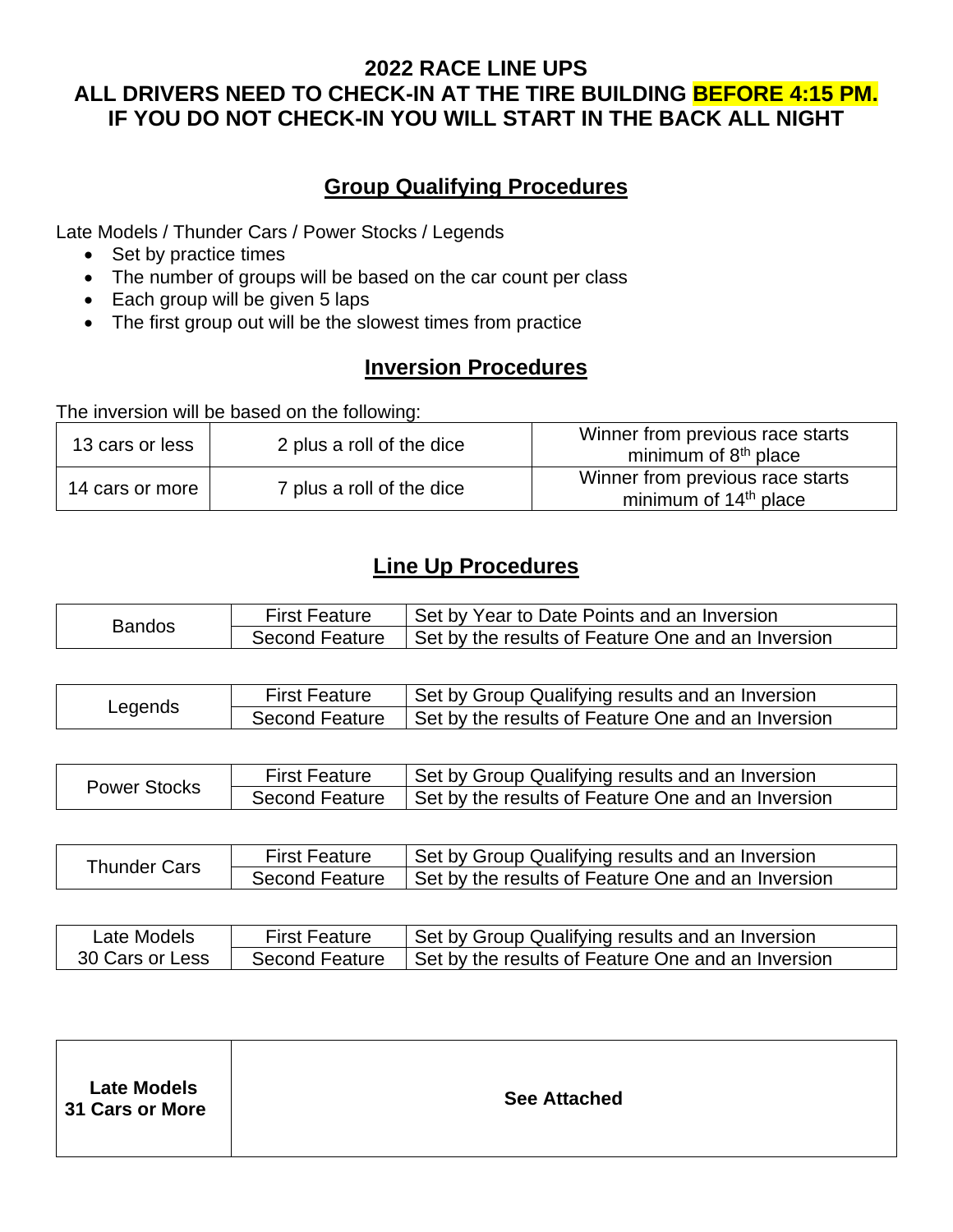# 2022 RACE LINE UPS

# ALL DRIVERS NEED TO CHECK-IN AT THE TIRE BUILDING BEFORE 4:15 PM.

# IF YOU DO NOT CHECK-IN YOU WILL START IN THE BACK ALL NIGHT

## Group Qualifying Procedures

Late Models / Thunder Cars / Power Stocks / Legends

- Set by practice times
- The number of groups will be based on the car count per class
- Each group will be given 5 laps
- The first group out will be the slowest times from practice

## Inversion Procedures

The inversion will be based on the following:

| | | |
|---|---|---|
| 13 cars or less | 2 plus a roll of the dice | Winner from previous race starts minimum of 8th place |
| 14 cars or more | 7 plus a roll of the dice | Winner from previous race starts minimum of 14th place |

## Line Up Procedures

| | | |
|---|---|---|
| Bandos | First Feature | Set by Year to Date Points and an Inversion |
| | Second Feature | Set by the results of Feature One and an Inversion |

| | | |
|---|---|---|
| Legends | First Feature | Set by Group Qualifying results and an Inversion |
| | Second Feature | Set by the results of Feature One and an Inversion |

| | | |
|---|---|---|
| Power Stocks | First Feature | Set by Group Qualifying results and an Inversion |
| | Second Feature | Set by the results of Feature One and an Inversion |

| | | |
|---|---|---|
| Thunder Cars | First Feature | Set by Group Qualifying results and an Inversion |
| | Second Feature | Set by the results of Feature One and an Inversion |

| | | |
|---|---|---|
| Late Models 30 Cars or Less | First Feature | Set by Group Qualifying results and an Inversion |
| | Second Feature | Set by the results of Feature One and an Inversion |

| | |
|---|---|
| **Late Models 31 Cars or More** | **See Attached** |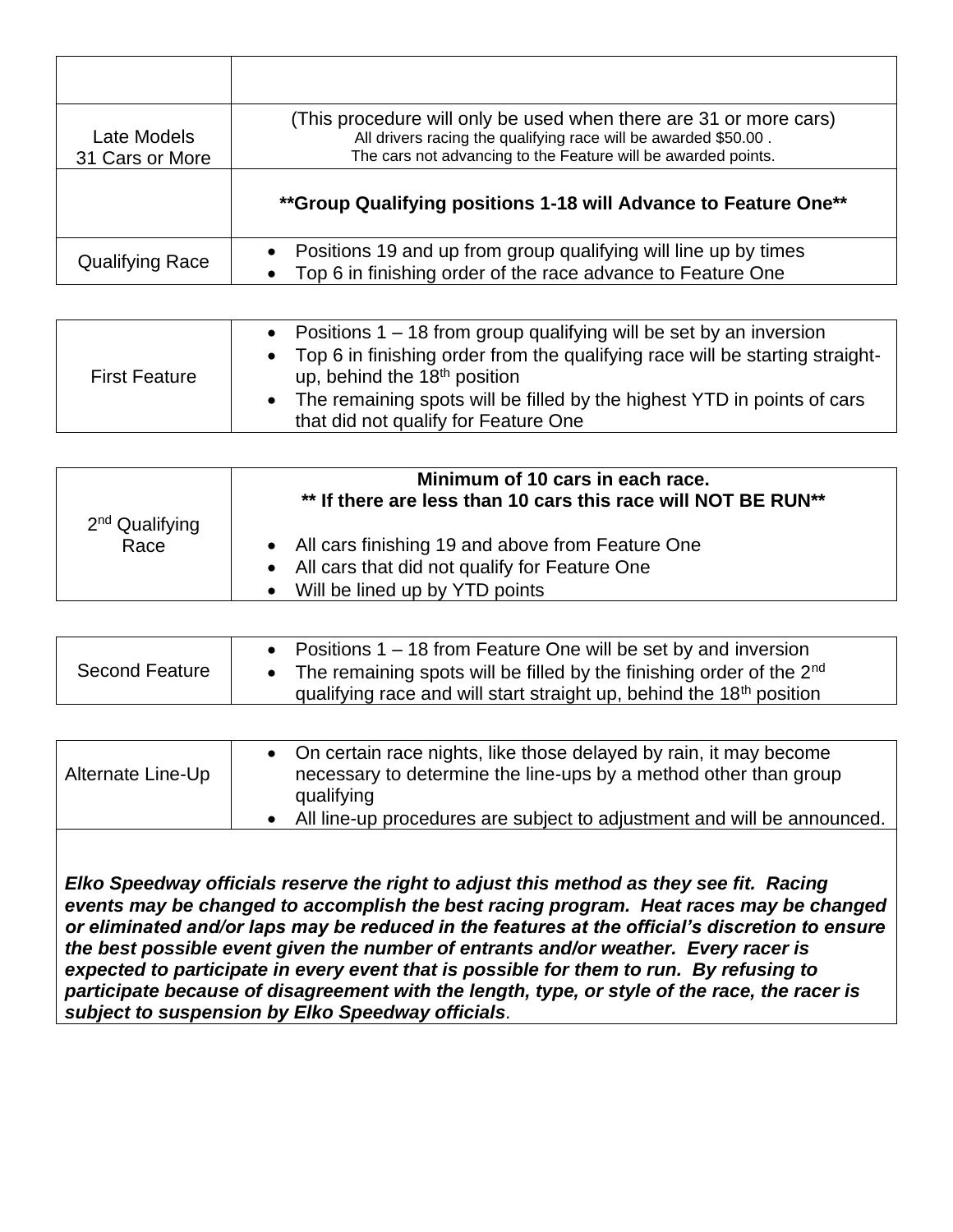| | |
|---|---|
| Late Models<br>31 Cars or More | (This procedure will only be used when there are 31 or more cars)<br>All drivers racing the qualifying race will be awarded $50.00 .<br>The cars not advancing to the Feature will be awarded points. |
| | **\*\*Group Qualifying positions 1-18 will Advance to Feature One\*\*** |
| Qualifying Race | • Positions 19 and up from group qualifying will line up by times<br>• Top 6 in finishing order of the race advance to Feature One |

| | |
|---|---|
| First Feature | • Positions 1 – 18 from group qualifying will be set by an inversion<br>• Top 6 in finishing order from the qualifying race will be starting straight-up, behind the 18th position<br>• The remaining spots will be filled by the highest YTD in points of cars that did not qualify for Feature One |

| | |
|---|---|
| 2nd Qualifying Race | **Minimum of 10 cars in each race.**<br>**\*\* If there are less than 10 cars this race will NOT BE RUN\*\***<br>• All cars finishing 19 and above from Feature One<br>• All cars that did not qualify for Feature One<br>• Will be lined up by YTD points |

| | |
|---|---|
| Second Feature | • Positions 1 – 18 from Feature One will be set by and inversion<br>• The remaining spots will be filled by the finishing order of the 2nd qualifying race and will start straight up, behind the 18th position |

| | |
|---|---|
| Alternate Line-Up | • On certain race nights, like those delayed by rain, it may become necessary to determine the line-ups by a method other than group qualifying<br>• All line-up procedures are subject to adjustment and will be announced. |

***Elko Speedway officials reserve the right to adjust this method as they see fit. Racing events may be changed to accomplish the best racing program. Heat races may be changed or eliminated and/or laps may be reduced in the features at the official's discretion to ensure the best possible event given the number of entrants and/or weather. Every racer is expected to participate in every event that is possible for them to run. By refusing to participate because of disagreement with the length, type, or style of the race, the racer is subject to suspension by Elko Speedway officials.***